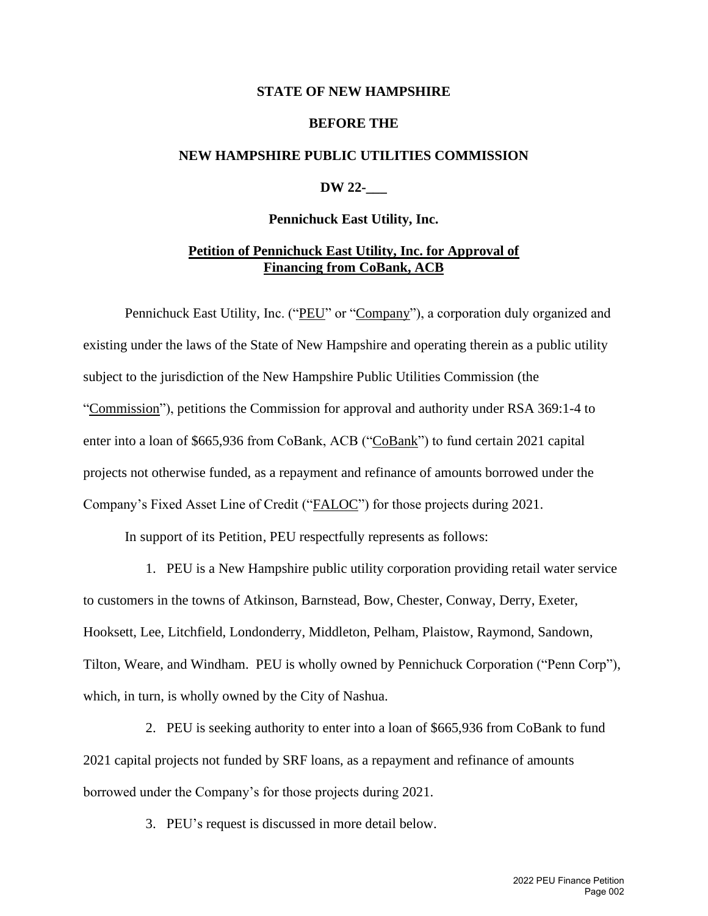**STATE OF NEW HAMPSHIRE**

**BEFORE THE**

**NEW HAMPSHIRE PUBLIC UTILITIES COMMISSION**

**DW 22-___**

**Pennichuck East Utility, Inc.**

**Petition of Pennichuck East Utility, Inc. for Approval of Financing from CoBank, ACB**

Pennichuck East Utility, Inc. ("PEU" or "Company"), a corporation duly organized and existing under the laws of the State of New Hampshire and operating therein as a public utility subject to the jurisdiction of the New Hampshire Public Utilities Commission (the "Commission"), petitions the Commission for approval and authority under RSA 369:1-4 to enter into a loan of $665,936 from CoBank, ACB ("CoBank") to fund certain 2021 capital projects not otherwise funded, as a repayment and refinance of amounts borrowed under the Company's Fixed Asset Line of Credit ("FALOC") for those projects during 2021.

In support of its Petition, PEU respectfully represents as follows:

1. PEU is a New Hampshire public utility corporation providing retail water service to customers in the towns of Atkinson, Barnstead, Bow, Chester, Conway, Derry, Exeter, Hooksett, Lee, Litchfield, Londonderry, Middleton, Pelham, Plaistow, Raymond, Sandown, Tilton, Weare, and Windham. PEU is wholly owned by Pennichuck Corporation ("Penn Corp"), which, in turn, is wholly owned by the City of Nashua.

2. PEU is seeking authority to enter into a loan of $665,936 from CoBank to fund 2021 capital projects not funded by SRF loans, as a repayment and refinance of amounts borrowed under the Company's for those projects during 2021.

3. PEU's request is discussed in more detail below.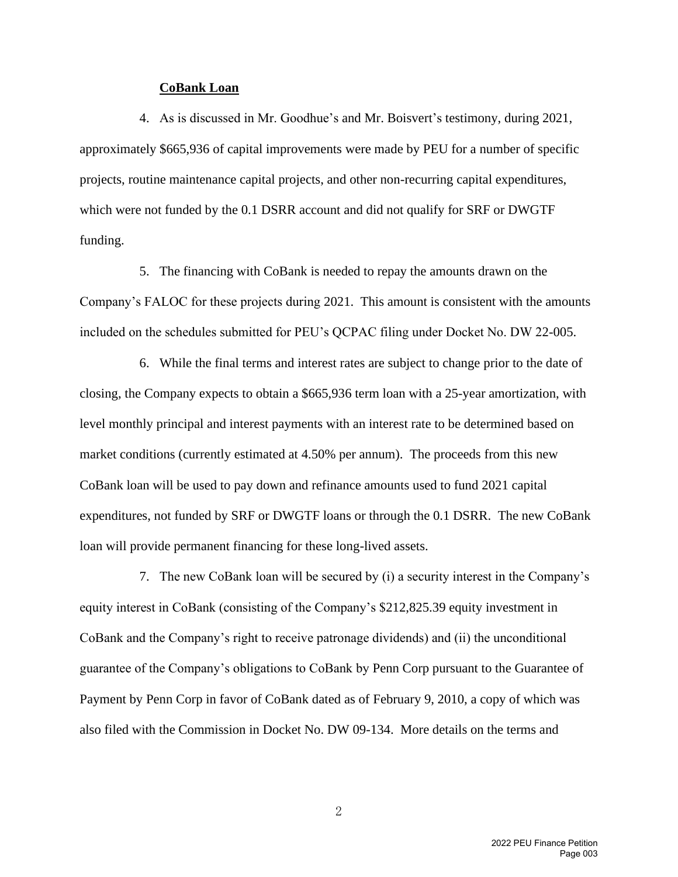**CoBank Loan**

4. As is discussed in Mr. Goodhue's and Mr. Boisvert's testimony, during 2021, approximately $665,936 of capital improvements were made by PEU for a number of specific projects, routine maintenance capital projects, and other non-recurring capital expenditures, which were not funded by the 0.1 DSRR account and did not qualify for SRF or DWGTF funding.

5. The financing with CoBank is needed to repay the amounts drawn on the Company's FALOC for these projects during 2021. This amount is consistent with the amounts included on the schedules submitted for PEU's QCPAC filing under Docket No. DW 22-005.

6. While the final terms and interest rates are subject to change prior to the date of closing, the Company expects to obtain a $665,936 term loan with a 25-year amortization, with level monthly principal and interest payments with an interest rate to be determined based on market conditions (currently estimated at 4.50% per annum). The proceeds from this new CoBank loan will be used to pay down and refinance amounts used to fund 2021 capital expenditures, not funded by SRF or DWGTF loans or through the 0.1 DSRR. The new CoBank loan will provide permanent financing for these long-lived assets.

7. The new CoBank loan will be secured by (i) a security interest in the Company's equity interest in CoBank (consisting of the Company's $212,825.39 equity investment in CoBank and the Company's right to receive patronage dividends) and (ii) the unconditional guarantee of the Company's obligations to CoBank by Penn Corp pursuant to the Guarantee of Payment by Penn Corp in favor of CoBank dated as of February 9, 2010, a copy of which was also filed with the Commission in Docket No. DW 09-134. More details on the terms and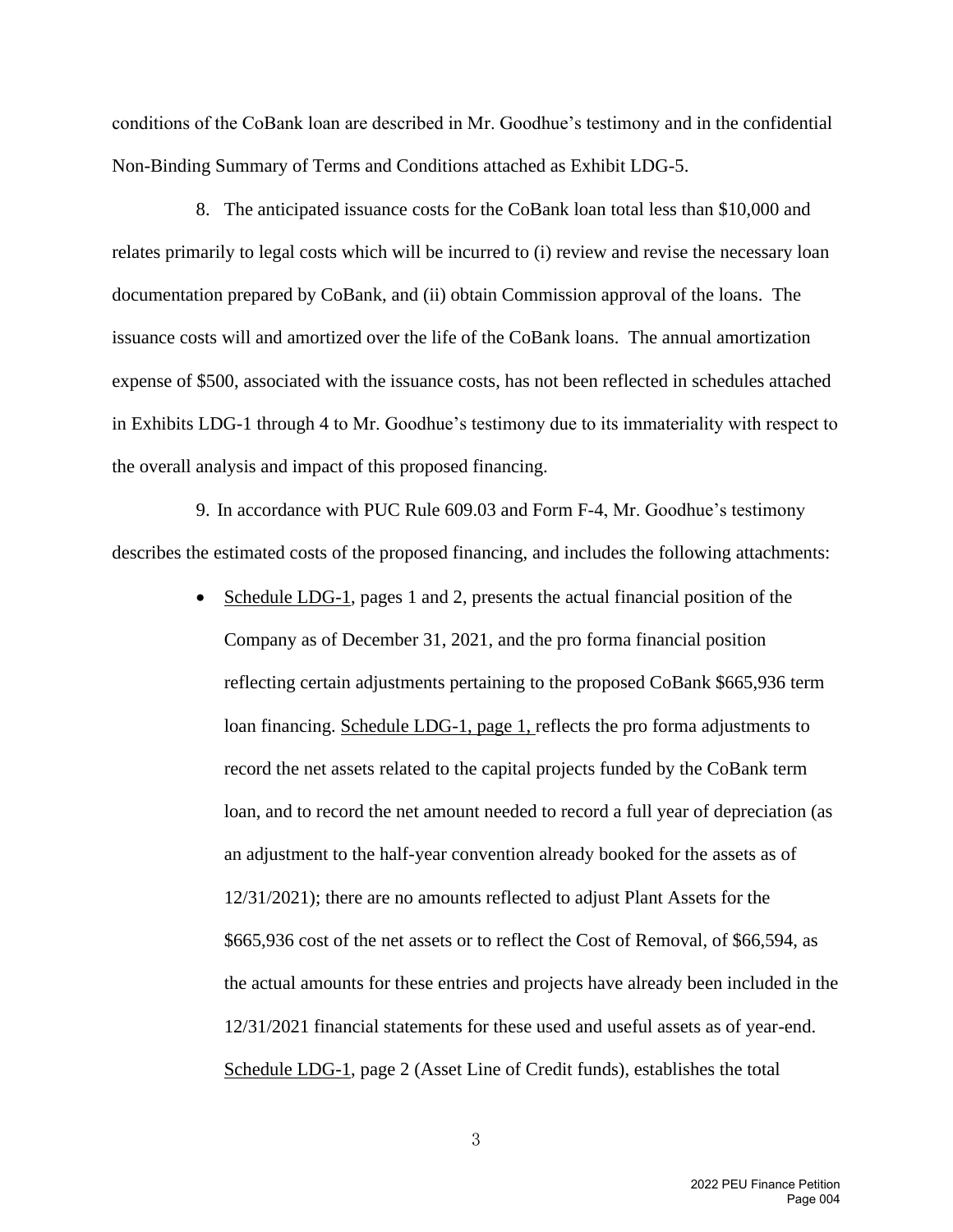conditions of the CoBank loan are described in Mr. Goodhue's testimony and in the confidential Non-Binding Summary of Terms and Conditions attached as Exhibit LDG-5.

8. The anticipated issuance costs for the CoBank loan total less than $10,000 and relates primarily to legal costs which will be incurred to (i) review and revise the necessary loan documentation prepared by CoBank, and (ii) obtain Commission approval of the loans. The issuance costs will and amortized over the life of the CoBank loans. The annual amortization expense of $500, associated with the issuance costs, has not been reflected in schedules attached in Exhibits LDG-1 through 4 to Mr. Goodhue's testimony due to its immateriality with respect to the overall analysis and impact of this proposed financing.

9. In accordance with PUC Rule 609.03 and Form F-4, Mr. Goodhue's testimony describes the estimated costs of the proposed financing, and includes the following attachments:

- Schedule LDG-1, pages 1 and 2, presents the actual financial position of the Company as of December 31, 2021, and the pro forma financial position reflecting certain adjustments pertaining to the proposed CoBank $665,936 term loan financing. Schedule LDG-1, page 1, reflects the pro forma adjustments to record the net assets related to the capital projects funded by the CoBank term loan, and to record the net amount needed to record a full year of depreciation (as an adjustment to the half-year convention already booked for the assets as of 12/31/2021); there are no amounts reflected to adjust Plant Assets for the $665,936 cost of the net assets or to reflect the Cost of Removal, of $66,594, as the actual amounts for these entries and projects have already been included in the 12/31/2021 financial statements for these used and useful assets as of year-end. Schedule LDG-1, page 2 (Asset Line of Credit funds), establishes the total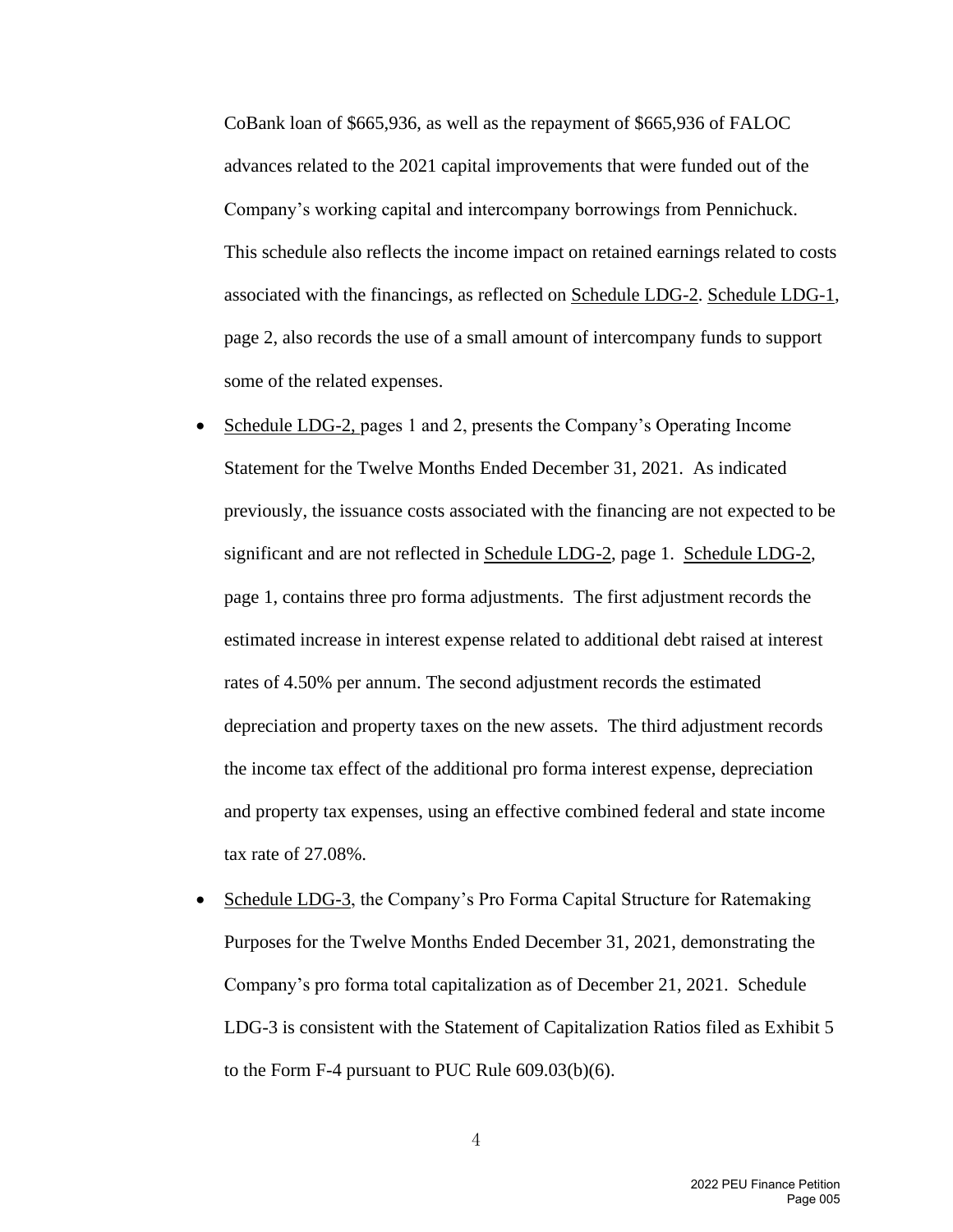CoBank loan of $665,936, as well as the repayment of $665,936 of FALOC advances related to the 2021 capital improvements that were funded out of the Company's working capital and intercompany borrowings from Pennichuck. This schedule also reflects the income impact on retained earnings related to costs associated with the financings, as reflected on Schedule LDG-2. Schedule LDG-1, page 2, also records the use of a small amount of intercompany funds to support some of the related expenses.

- Schedule LDG-2, pages 1 and 2, presents the Company's Operating Income Statement for the Twelve Months Ended December 31, 2021. As indicated previously, the issuance costs associated with the financing are not expected to be significant and are not reflected in Schedule LDG-2, page 1. Schedule LDG-2, page 1, contains three pro forma adjustments. The first adjustment records the estimated increase in interest expense related to additional debt raised at interest rates of 4.50% per annum. The second adjustment records the estimated depreciation and property taxes on the new assets. The third adjustment records the income tax effect of the additional pro forma interest expense, depreciation and property tax expenses, using an effective combined federal and state income tax rate of 27.08%.
- Schedule LDG-3, the Company's Pro Forma Capital Structure for Ratemaking Purposes for the Twelve Months Ended December 31, 2021, demonstrating the Company's pro forma total capitalization as of December 21, 2021. Schedule LDG-3 is consistent with the Statement of Capitalization Ratios filed as Exhibit 5 to the Form F-4 pursuant to PUC Rule 609.03(b)(6).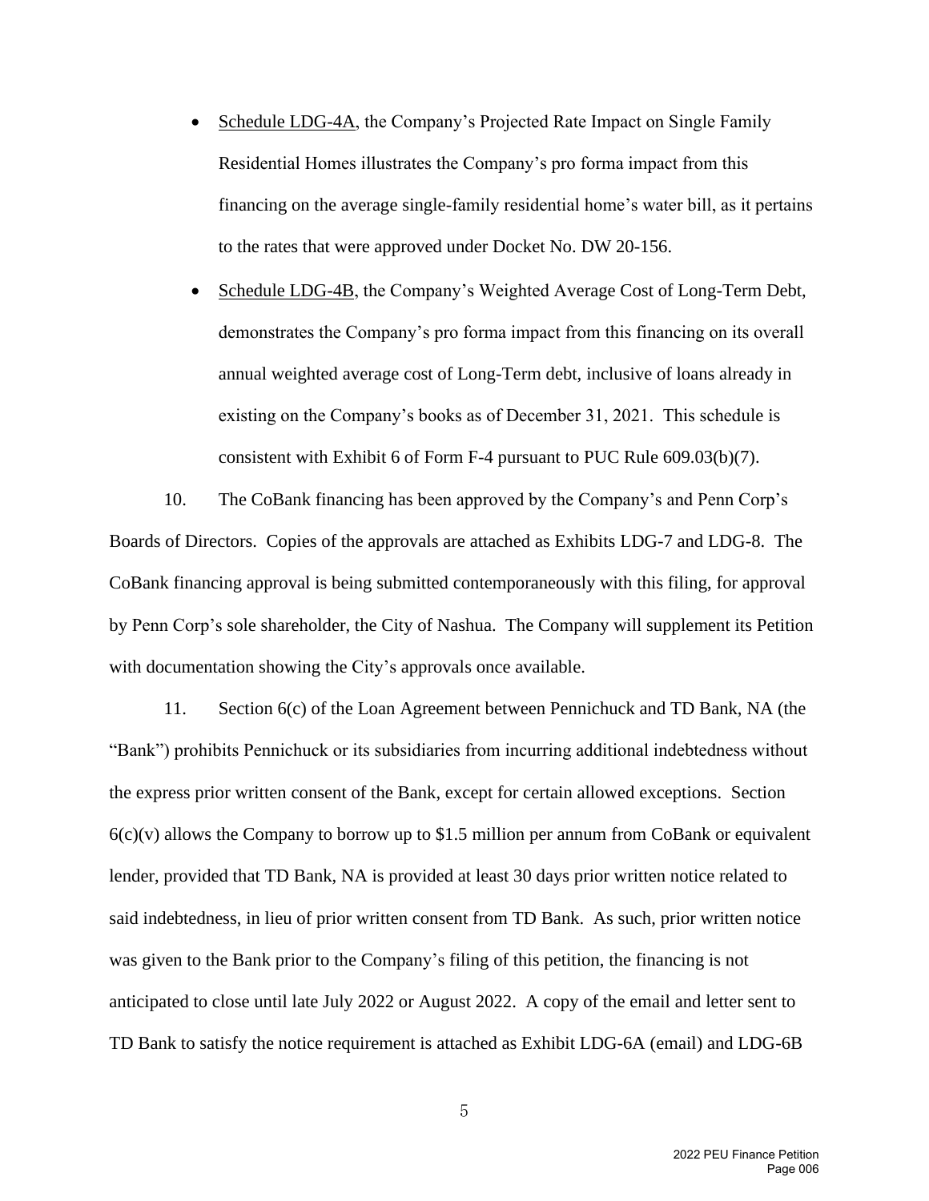- Schedule LDG-4A, the Company's Projected Rate Impact on Single Family Residential Homes illustrates the Company's pro forma impact from this financing on the average single-family residential home's water bill, as it pertains to the rates that were approved under Docket No. DW 20-156.
- Schedule LDG-4B, the Company's Weighted Average Cost of Long-Term Debt, demonstrates the Company's pro forma impact from this financing on its overall annual weighted average cost of Long-Term debt, inclusive of loans already in existing on the Company's books as of December 31, 2021. This schedule is consistent with Exhibit 6 of Form F-4 pursuant to PUC Rule 609.03(b)(7).

10. The CoBank financing has been approved by the Company's and Penn Corp's Boards of Directors. Copies of the approvals are attached as Exhibits LDG-7 and LDG-8. The CoBank financing approval is being submitted contemporaneously with this filing, for approval by Penn Corp's sole shareholder, the City of Nashua. The Company will supplement its Petition with documentation showing the City's approvals once available.

11. Section 6(c) of the Loan Agreement between Pennichuck and TD Bank, NA (the "Bank") prohibits Pennichuck or its subsidiaries from incurring additional indebtedness without the express prior written consent of the Bank, except for certain allowed exceptions. Section 6(c)(v) allows the Company to borrow up to $1.5 million per annum from CoBank or equivalent lender, provided that TD Bank, NA is provided at least 30 days prior written notice related to said indebtedness, in lieu of prior written consent from TD Bank. As such, prior written notice was given to the Bank prior to the Company's filing of this petition, the financing is not anticipated to close until late July 2022 or August 2022. A copy of the email and letter sent to TD Bank to satisfy the notice requirement is attached as Exhibit LDG-6A (email) and LDG-6B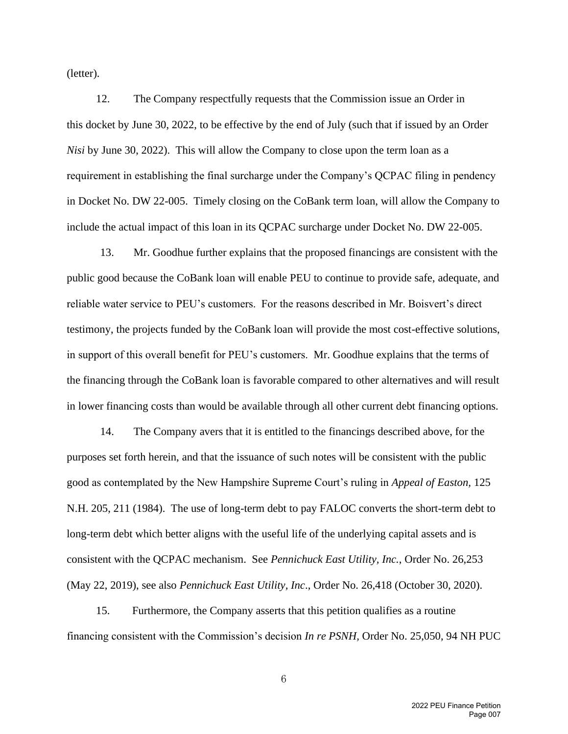(letter).

12. The Company respectfully requests that the Commission issue an Order in this docket by June 30, 2022, to be effective by the end of July (such that if issued by an Order *Nisi* by June 30, 2022). This will allow the Company to close upon the term loan as a requirement in establishing the final surcharge under the Company's QCPAC filing in pendency in Docket No. DW 22-005. Timely closing on the CoBank term loan, will allow the Company to include the actual impact of this loan in its QCPAC surcharge under Docket No. DW 22-005.

13. Mr. Goodhue further explains that the proposed financings are consistent with the public good because the CoBank loan will enable PEU to continue to provide safe, adequate, and reliable water service to PEU's customers. For the reasons described in Mr. Boisvert's direct testimony, the projects funded by the CoBank loan will provide the most cost-effective solutions, in support of this overall benefit for PEU's customers. Mr. Goodhue explains that the terms of the financing through the CoBank loan is favorable compared to other alternatives and will result in lower financing costs than would be available through all other current debt financing options.

14. The Company avers that it is entitled to the financings described above, for the purposes set forth herein, and that the issuance of such notes will be consistent with the public good as contemplated by the New Hampshire Supreme Court's ruling in *Appeal of Easton,* 125 N.H. 205, 211 (1984). The use of long-term debt to pay FALOC converts the short-term debt to long-term debt which better aligns with the useful life of the underlying capital assets and is consistent with the QCPAC mechanism. See *Pennichuck East Utility, Inc.*, Order No. 26,253 (May 22, 2019), see also *Pennichuck East Utility, Inc*., Order No. 26,418 (October 30, 2020).

15. Furthermore, the Company asserts that this petition qualifies as a routine financing consistent with the Commission's decision *In re PSNH,* Order No. 25,050, 94 NH PUC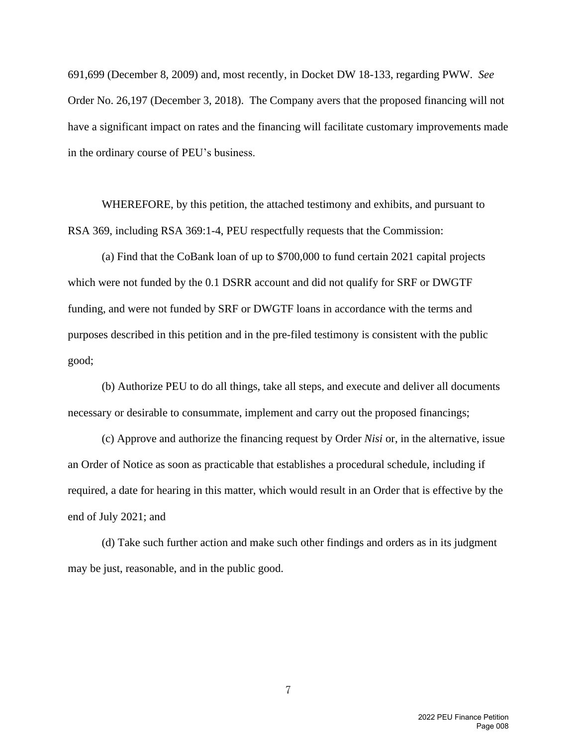691,699 (December 8, 2009) and, most recently, in Docket DW 18-133, regarding PWW. *See* Order No. 26,197 (December 3, 2018). The Company avers that the proposed financing will not have a significant impact on rates and the financing will facilitate customary improvements made in the ordinary course of PEU's business.

WHEREFORE, by this petition, the attached testimony and exhibits, and pursuant to RSA 369, including RSA 369:1-4, PEU respectfully requests that the Commission:

(a) Find that the CoBank loan of up to $700,000 to fund certain 2021 capital projects which were not funded by the 0.1 DSRR account and did not qualify for SRF or DWGTF funding, and were not funded by SRF or DWGTF loans in accordance with the terms and purposes described in this petition and in the pre-filed testimony is consistent with the public good;

(b) Authorize PEU to do all things, take all steps, and execute and deliver all documents necessary or desirable to consummate, implement and carry out the proposed financings;

(c) Approve and authorize the financing request by Order *Nisi* or, in the alternative, issue an Order of Notice as soon as practicable that establishes a procedural schedule, including if required, a date for hearing in this matter, which would result in an Order that is effective by the end of July 2021; and

(d) Take such further action and make such other findings and orders as in its judgment may be just, reasonable, and in the public good.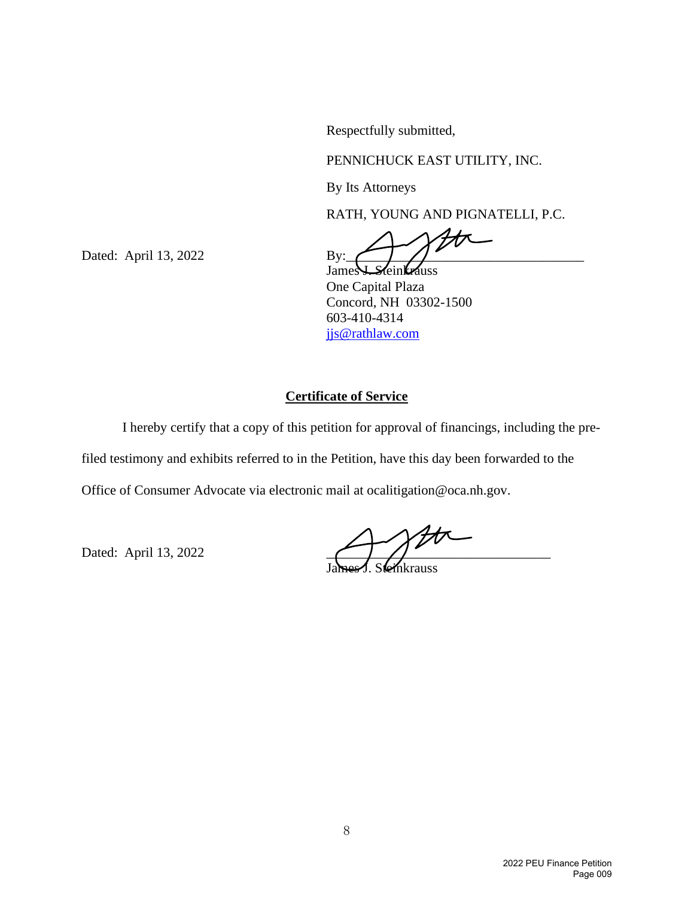Respectfully submitted,

PENNICHUCK EAST UTILITY, INC.

By Its Attorneys

RATH, YOUNG AND PIGNATELLI, P.C.

Dated: April 13, 2022

By:______________________________
James J. Steinkrauss
One Capital Plaza
Concord, NH 03302-1500
603-410-4314
jjs@rathlaw.com

**Certificate of Service**

I hereby certify that a copy of this petition for approval of financings, including the pre-filed testimony and exhibits referred to in the Petition, have this day been forwarded to the Office of Consumer Advocate via electronic mail at ocalitigation@oca.nh.gov.

Dated: April 13, 2022

______________________________
James J. Steinkrauss